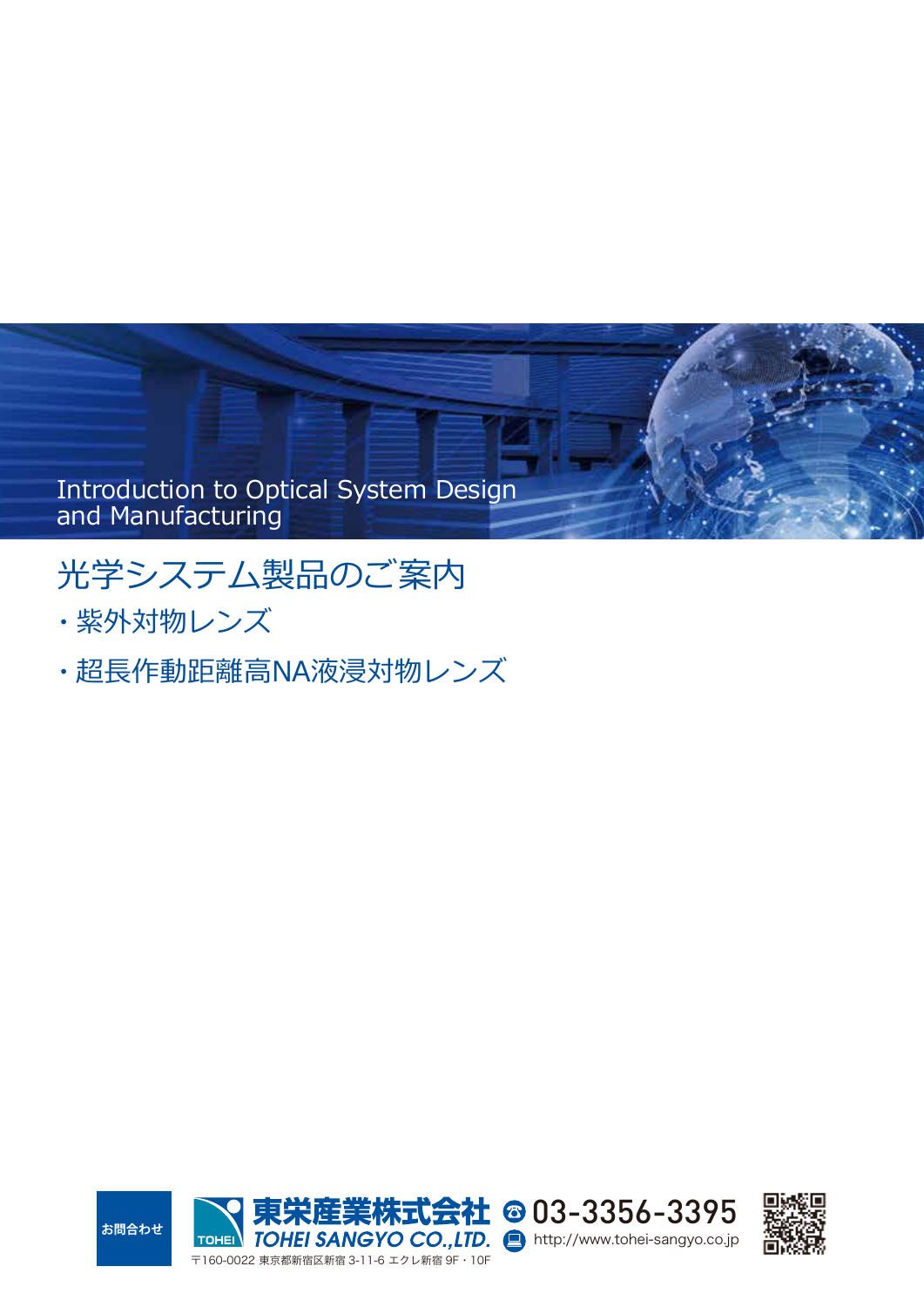# Introduction to Optical System Design and Manufacturing

## 光学システム製品のご案内

- 紫外対物レンズ
- 超長作動距離高NA液浸対物レンズ

お問合わせ

東栄産業株式会社
TOHEI SANGYO CO.,LTD.

03-3356-3395

http://www.tohei-sangyo.co.jp

〒160-0022 東京都新宿区新宿 3-11-6 エクレ新宿 9F・10F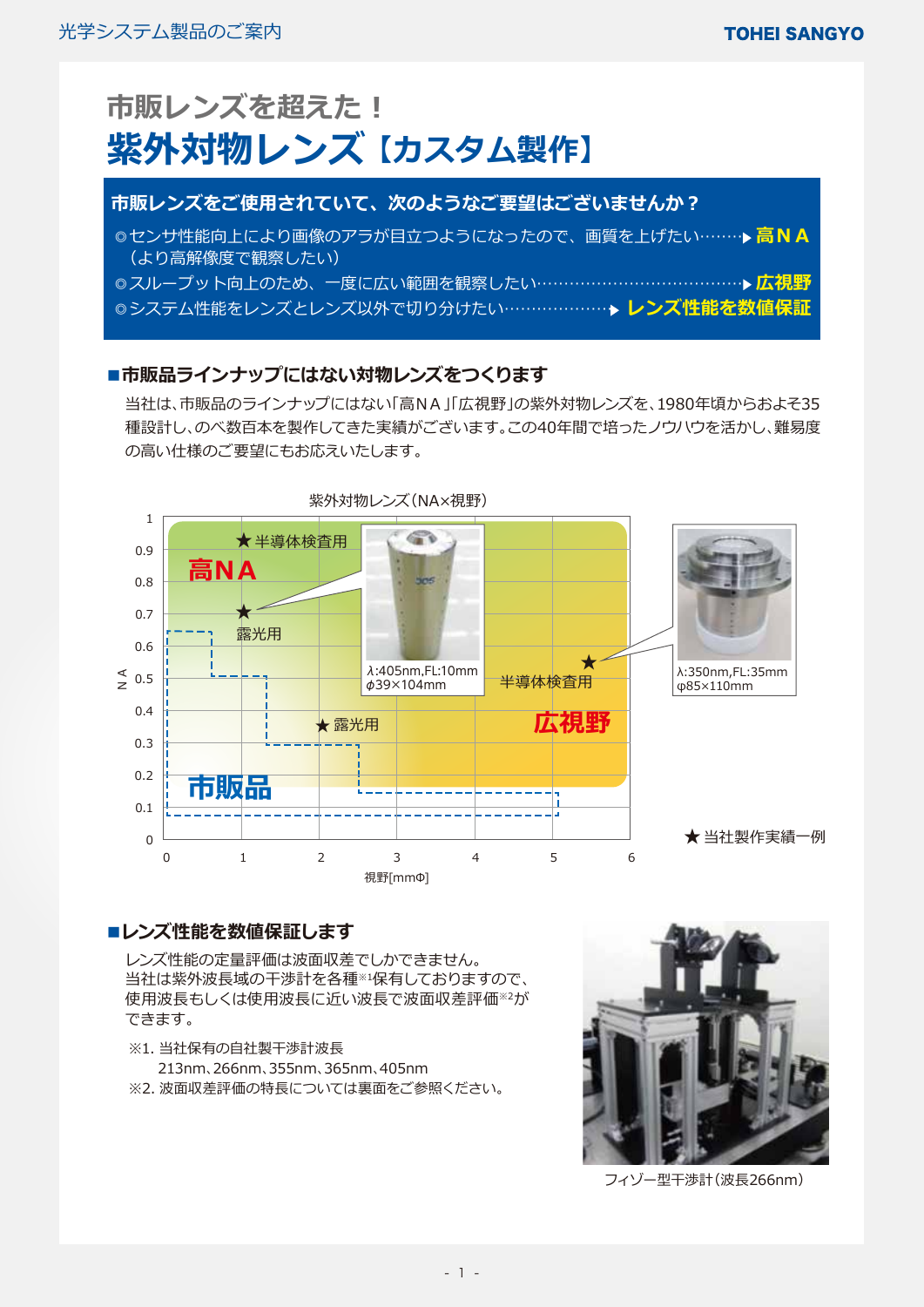# 市販レンズを超えた！
# 紫外対物レンズ【カスタム製作】

**市販レンズをご使用されていて、次のようなご要望はございませんか？**

◎センサ性能向上により画像のアラが目立つようになったので、画質を上げたい………▶ **高ＮＡ**
（より高解像度で観察したい）
◎スループット向上のため、一度に広い範囲を観察したい…………………………………▶ **広視野**
◎システム性能をレンズとレンズ以外で切り分けたい…………………▶ **レンズ性能を数値保証**

## ■市販品ラインナップにはない対物レンズをつくります

当社は、市販品のラインナップにはない「高ＮＡ」「広視野」の紫外対物レンズを、1980年頃からおよそ35種設計し、のべ数百本を製作してきた実績がございます。この40年間で培ったノウハウを活かし、難易度の高い仕様のご要望にもお応えいたします。

紫外対物レンズ（NA×視野）

★ 半導体検査用
高ＮＡ
★ 露光用
λ:405nm,FL:10mm
φ39×104mm
半導体検査用 ★
λ:350nm,FL:35mm
φ85×110mm
★ 露光用
広視野
市販品

NA / 視野[mmΦ]

★ 当社製作実績一例

## ■レンズ性能を数値保証します

レンズ性能の定量評価は波面収差でしかできません。
当社は紫外波長域の干渉計を各種[※1]保有しておりますので、使用波長もしくは使用波長に近い波長で波面収差評価[※2]ができます。

※1. 当社保有の自社製干渉計波長
213nm、266nm、355nm、365nm、405nm
※2. 波面収差評価の特長については裏面をご参照ください。

フィゾー型干渉計（波長266nm）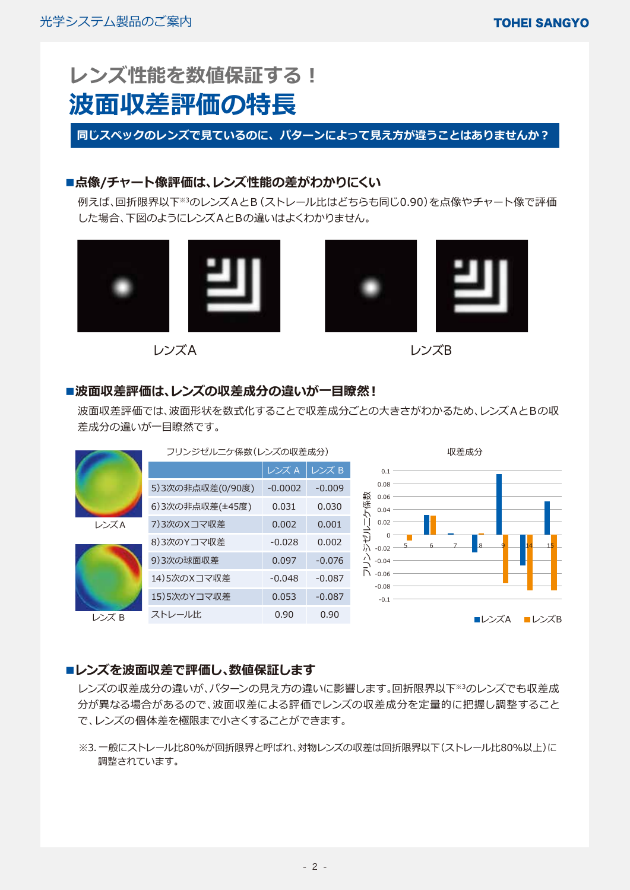# レンズ性能を数値保証する！
# 波面収差評価の特長

**同じスペックのレンズで見ているのに、パターンによって見え方が違うことはありませんか？**

## ■点像/チャート像評価は、レンズ性能の差がわかりにくい

例えば、回折限界以下※3のレンズAとB（ストレール比はどちらも同じ0.90）を点像やチャート像で評価した場合、下図のようにレンズAとBの違いはよくわかりません。

レンズA　　　　　　レンズB

## ■波面収差評価は、レンズの収差成分の違いが一目瞭然！

波面収差評価では、波面形状を数式化することで収差成分ごとの大きさがわかるため、レンズAとBの収差成分の違いが一目瞭然です。

レンズA

レンズ B

フリンジゼルニケ係数（レンズの収差成分）

| | レンズ A | レンズ B |
|---|---|---|
| 5）3次の非点収差(0/90度) | -0.0002 | -0.009 |
| 6）3次の非点収差(±45度) | 0.031 | 0.030 |
| 7）3次のXコマ収差 | 0.002 | 0.001 |
| 8）3次のYコマ収差 | -0.028 | 0.002 |
| 9）3次の球面収差 | 0.097 | -0.076 |
| 14）5次のXコマ収差 | -0.048 | -0.087 |
| 15）5次のYコマ収差 | 0.053 | -0.087 |
| ストレール比 | 0.90 | 0.90 |

収差成分

（縦軸：フリンジゼルニケ係数、横軸：5, 6, 7, 8, 9, 14, 15）

■レンズA　■レンズB

## ■レンズを波面収差で評価し、数値保証します

レンズの収差成分の違いが、パターンの見え方の違いに影響します。回折限界以下※3のレンズでも収差成分が異なる場合があるので、波面収差による評価でレンズの収差成分を定量的に把握し調整することで、レンズの個体差を極限まで小さくすることができます。

※3. 一般にストレール比80%が回折限界と呼ばれ、対物レンズの収差は回折限界以下（ストレール比80%以上）に調整されています。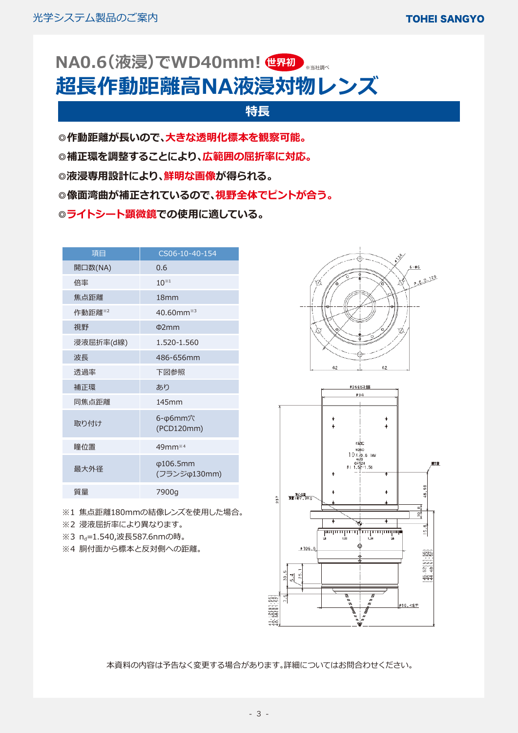# NA0.6(液浸)でWD40mm! 世界初 ※当社調べ

# 超長作動距離高NA液浸対物レンズ

## 特長

◎作動距離が長いので、**大きな透明化標本を観察可能。**

◎補正環を調整することにより、**広範囲の屈折率に対応。**

◎液浸専用設計により、**鮮明な画像**が得られる。

◎像面湾曲が補正されているので、**視野全体でピントが合う。**

◎**ライトシート顕微鏡**での使用に適している。

| 項目 | CS06-10-40-154 |
|---|---|
| 開口数(NA) | 0.6 |
| 倍率 | 10※1 |
| 焦点距離 | 18mm |
| 作動距離※2 | 40.60mm※3 |
| 視野 | Φ2mm |
| 浸液屈折率(d線) | 1.520-1.560 |
| 波長 | 486-656mm |
| 透過率 | 下図参照 |
| 補正環 | あり |
| 同焦点距離 | 145mm |
| 取り付け | 6-φ6mm穴 (PCD120mm) |
| 瞳位置 | 49mm※4 |
| 最大外径 | φ106.5mm (フランジφ130mm) |
| 質量 | 7900g |

※1 焦点距離180mmの結像レンズを使用した場合。

※2 浸液屈折率により異なります。

※3 $n_d$=1.540,波長587.6nmの時。

※4 胴付面から標本と反対側への距離。

本資料の内容は予告なく変更する場合があります。詳細についてはお問合わせください。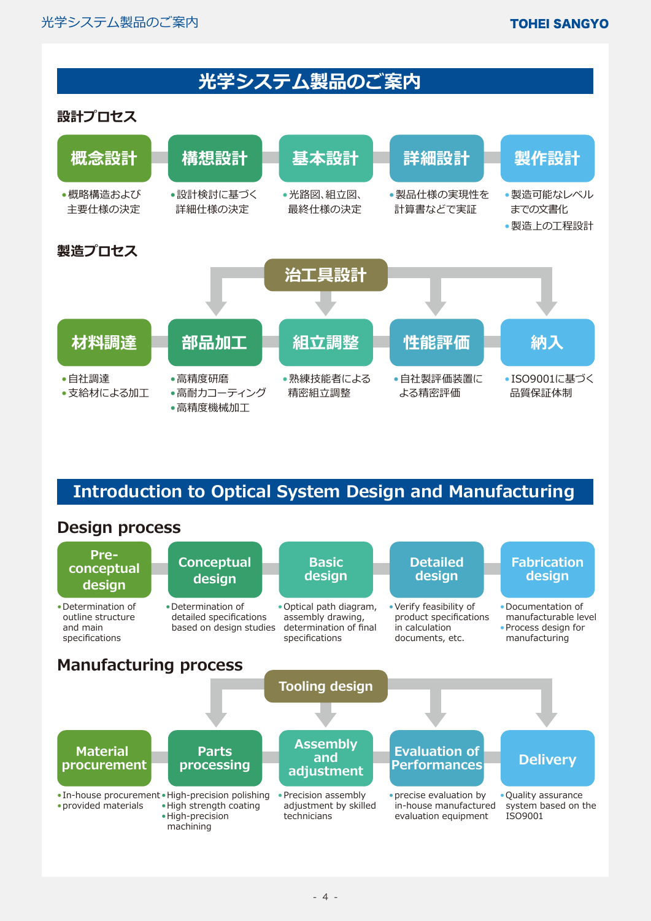# 光学システム製品のご案内

## 設計プロセス

**概念設計** → **構想設計** → **基本設計** → **詳細設計** → **製作設計**

- **概念設計**
  - 概略構造および主要仕様の決定
- **構想設計**
  - 設計検討に基づく詳細仕様の決定
- **基本設計**
  - 光路図、組立図、最終仕様の決定
- **詳細設計**
  - 製品仕様の実現性を計算書などで実証
- **製作設計**
  - 製造可能なレベルまでの文書化
  - 製造上の工程設計

## 製造プロセス

**治工具設計** → 部品加工 / 組立調整 / 性能評価 / 納入

**材料調達** → **部品加工** → **組立調整** → **性能評価** → **納入**

- **材料調達**
  - 自社調達
  - 支給材による加工
- **部品加工**
  - 高精度研磨
  - 高耐力コーティング
  - 高精度機械加工
- **組立調整**
  - 熟練技能者による精密組立調整
- **性能評価**
  - 自社製評価装置による精密評価
- **納入**
  - ISO9001に基づく品質保証体制

# Introduction to Optical System Design and Manufacturing

## Design process

**Pre-conceptual design** → **Conceptual design** → **Basic design** → **Detailed design** → **Fabrication design**

- **Pre-conceptual design**
  - Determination of outline structure and main specifications
- **Conceptual design**
  - Determination of detailed specifications based on design studies
- **Basic design**
  - Optical path diagram, assembly drawing, determination of final specifications
- **Detailed design**
  - Verify feasibility of product specifications in calculation documents, etc.
- **Fabrication design**
  - Documentation of manufacturable level
  - Process design for manufacturing

## Manufacturing process

**Tooling design** → Parts processing / Assembly and adjustment / Evaluation of Performances / Delivery

**Material procurement** → **Parts processing** → **Assembly and adjustment** → **Evaluation of Performances** → **Delivery**

- **Material procurement**
  - In-house procurement
  - provided materials
- **Parts processing**
  - High-precision polishing
  - High strength coating
  - High-precision machining
- **Assembly and adjustment**
  - Precision assembly adjustment by skilled technicians
- **Evaluation of Performances**
  - precise evaluation by in-house manufactured evaluation equipment
- **Delivery**
  - Quality assurance system based on the ISO9001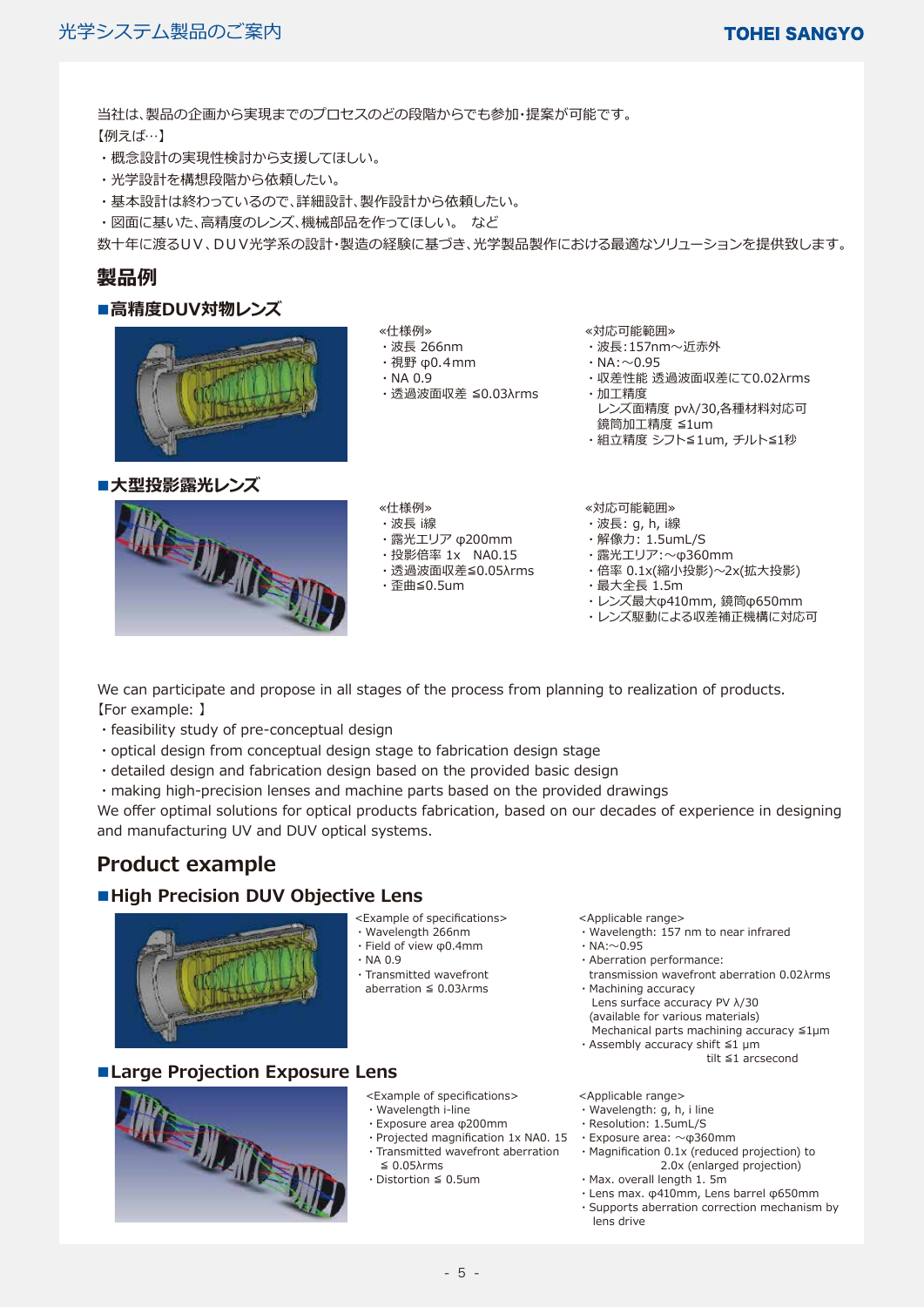当社は、製品の企画から実現までのプロセスのどの段階からでも参加・提案が可能です。

【例えば…】

・概念設計の実現性検討から支援してほしい。

・光学設計を構想段階から依頼したい。

・基本設計は終わっているので、詳細設計、製作設計から依頼したい。

・図面に基いた、高精度のレンズ、機械部品を作ってほしい。　など

数十年に渡るＵＶ、ＤＵＶ光学系の設計・製造の経験に基づき、光学製品製作における最適なソリューションを提供致します。

## 製品例

### ■高精度DUV対物レンズ

«仕様例»
・波長 266nm
・視野 φ0.4mm
・NA 0.9
・透過波面収差 ≦0.03λrms

«対応可能範囲»
・波長:157nm～近赤外
・NA:～0.95
・収差性能 透過波面収差にて0.02λrms
・加工精度
　レンズ面精度 pvλ/30,各種材料対応可
　鏡筒加工精度 ≦1um
・組立精度 シフト≦1um, チルト≦1秒

### ■大型投影露光レンズ

«仕様例»
・波長 i線
・露光エリア φ200mm
・投影倍率 1x　NA0.15
・透過波面収差≦0.05λrms
・歪曲≦0.5um

«対応可能範囲»
・波長: g, h, i線
・解像力: 1.5umL/S
・露光エリア:～φ360mm
・倍率 0.1x(縮小投影)～2x(拡大投影)
・最大全長 1.5m
・レンズ最大φ410mm, 鏡筒φ650mm
・レンズ駆動による収差補正機構に対応可

We can participate and propose in all stages of the process from planning to realization of products.

【For example: 】

・feasibility study of pre-conceptual design

・optical design from conceptual design stage to fabrication design stage

・detailed design and fabrication design based on the provided basic design

・making high-precision lenses and machine parts based on the provided drawings

We offer optimal solutions for optical products fabrication, based on our decades of experience in designing and manufacturing UV and DUV optical systems.

## Product example

### ■High Precision DUV Objective Lens

<Example of specifications>
・Wavelength 266nm
・Field of view φ0.4mm
・NA 0.9
・Transmitted wavefront aberration ≦ 0.03λrms

<Applicable range>
・Wavelength: 157 nm to near infrared
・NA:～0.95
・Aberration performance: transmission wavefront aberration 0.02λrms
・Machining accuracy
　Lens surface accuracy PV λ/30 (available for various materials)
　Mechanical parts machining accuracy ≦1μm
・Assembly accuracy shift ≦1 μm
　tilt ≦1 arcsecond

### ■Large Projection Exposure Lens

<Example of specifications>
・Wavelength i-line
・Exposure area φ200mm
・Projected magnification 1x NA0. 15
・Transmitted wavefront aberration ≦ 0.05λrms
・Distortion ≦ 0.5um

<Applicable range>
・Wavelength: g, h, i line
・Resolution: 1.5umL/S
・Exposure area: ～φ360mm
・Magnification 0.1x (reduced projection) to 2.0x (enlarged projection)
・Max. overall length 1. 5m
・Lens max. φ410mm, Lens barrel φ650mm
・Supports aberration correction mechanism by lens drive